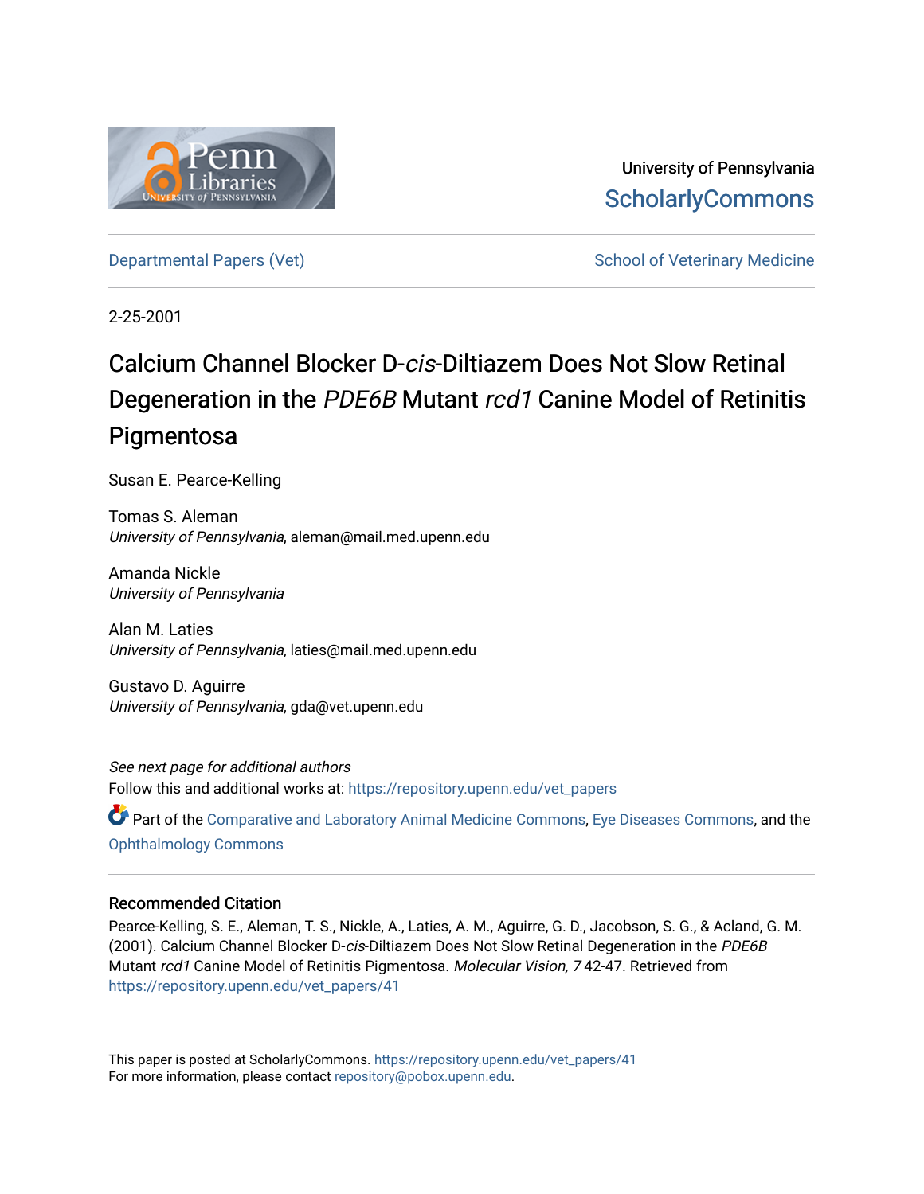University of Pennsylvania
ScholarlyCommons

Departmental Papers (Vet) | School of Veterinary Medicine

2-25-2001

# Calcium Channel Blocker D-*cis*-Diltiazem Does Not Slow Retinal Degeneration in the *PDE6B* Mutant *rcd1* Canine Model of Retinitis Pigmentosa

Susan E. Pearce-Kelling

Tomas S. Aleman
*University of Pennsylvania*, aleman@mail.med.upenn.edu

Amanda Nickle
*University of Pennsylvania*

Alan M. Laties
*University of Pennsylvania*, laties@mail.med.upenn.edu

Gustavo D. Aguirre
*University of Pennsylvania*, gda@vet.upenn.edu

*See next page for additional authors*

Follow this and additional works at: https://repository.upenn.edu/vet_papers

Part of the Comparative and Laboratory Animal Medicine Commons, Eye Diseases Commons, and the Ophthalmology Commons

## Recommended Citation

Pearce-Kelling, S. E., Aleman, T. S., Nickle, A., Laties, A. M., Aguirre, G. D., Jacobson, S. G., & Acland, G. M. (2001). Calcium Channel Blocker D-*cis*-Diltiazem Does Not Slow Retinal Degeneration in the *PDE6B* Mutant *rcd1* Canine Model of Retinitis Pigmentosa. *Molecular Vision, 7* 42-47. Retrieved from https://repository.upenn.edu/vet_papers/41

This paper is posted at ScholarlyCommons. https://repository.upenn.edu/vet_papers/41
For more information, please contact repository@pobox.upenn.edu.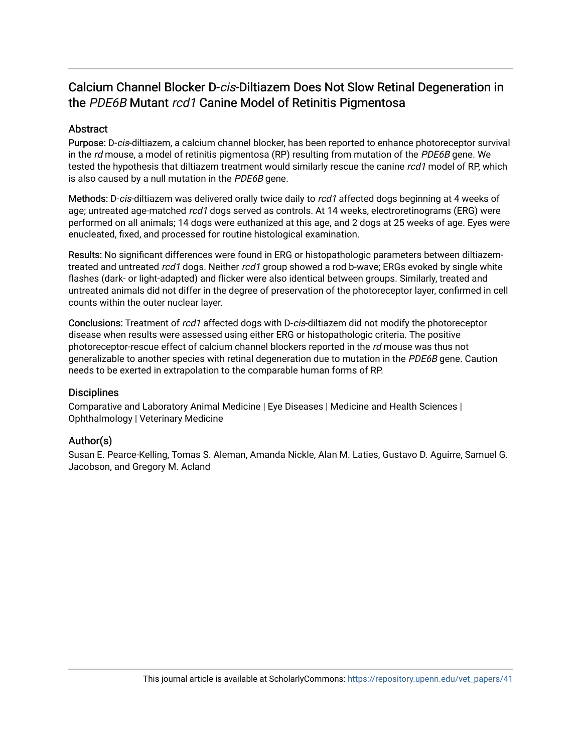# Calcium Channel Blocker D-*cis*-Diltiazem Does Not Slow Retinal Degeneration in the *PDE6B* Mutant *rcd1* Canine Model of Retinitis Pigmentosa

## Abstract

**Purpose:** D-*cis*-diltiazem, a calcium channel blocker, has been reported to enhance photoreceptor survival in the *rd* mouse, a model of retinitis pigmentosa (RP) resulting from mutation of the *PDE6B* gene. We tested the hypothesis that diltiazem treatment would similarly rescue the canine *rcd1* model of RP, which is also caused by a null mutation in the *PDE6B* gene.

**Methods:** D-*cis*-diltiazem was delivered orally twice daily to *rcd1* affected dogs beginning at 4 weeks of age; untreated age-matched *rcd1* dogs served as controls. At 14 weeks, electroretinograms (ERG) were performed on all animals; 14 dogs were euthanized at this age, and 2 dogs at 25 weeks of age. Eyes were enucleated, fixed, and processed for routine histological examination.

**Results:** No significant differences were found in ERG or histopathologic parameters between diltiazem-treated and untreated *rcd1* dogs. Neither *rcd1* group showed a rod b-wave; ERGs evoked by single white flashes (dark- or light-adapted) and flicker were also identical between groups. Similarly, treated and untreated animals did not differ in the degree of preservation of the photoreceptor layer, confirmed in cell counts within the outer nuclear layer.

**Conclusions:** Treatment of *rcd1* affected dogs with D-*cis*-diltiazem did not modify the photoreceptor disease when results were assessed using either ERG or histopathologic criteria. The positive photoreceptor-rescue effect of calcium channel blockers reported in the *rd* mouse was thus not generalizable to another species with retinal degeneration due to mutation in the *PDE6B* gene. Caution needs to be exerted in extrapolation to the comparable human forms of RP.

## Disciplines

Comparative and Laboratory Animal Medicine | Eye Diseases | Medicine and Health Sciences | Ophthalmology | Veterinary Medicine

## Author(s)

Susan E. Pearce-Kelling, Tomas S. Aleman, Amanda Nickle, Alan M. Laties, Gustavo D. Aguirre, Samuel G. Jacobson, and Gregory M. Acland

This journal article is available at ScholarlyCommons: https://repository.upenn.edu/vet_papers/41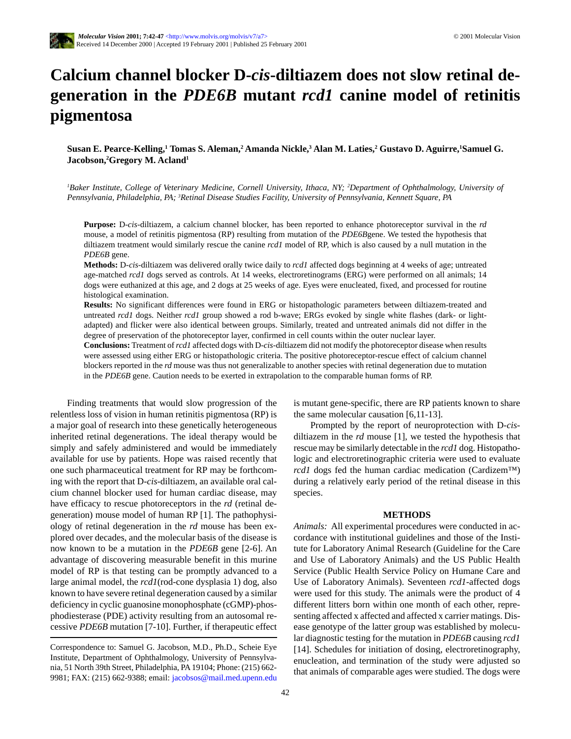# Calcium channel blocker D-*cis*-diltiazem does not slow retinal degeneration in the *PDE6B* mutant *rcd1* canine model of retinitis pigmentosa

**Susan E. Pearce-Kelling,[1] Tomas S. Aleman,[2] Amanda Nickle,[3] Alan M. Laties,[2] Gustavo D. Aguirre,[1] Samuel G. Jacobson,[2] Gregory M. Acland[1]**

*[1]Baker Institute, College of Veterinary Medicine, Cornell University, Ithaca, NY; [2]Department of Ophthalmology, University of Pennsylvania, Philadelphia, PA; [3]Retinal Disease Studies Facility, University of Pennsylvania, Kennett Square, PA*

**Purpose:** D-*cis*-diltiazem, a calcium channel blocker, has been reported to enhance photoreceptor survival in the *rd* mouse, a model of retinitis pigmentosa (RP) resulting from mutation of the *PDE6B*gene. We tested the hypothesis that diltiazem treatment would similarly rescue the canine *rcd1* model of RP, which is also caused by a null mutation in the *PDE6B* gene.

**Methods:** D-*cis*-diltiazem was delivered orally twice daily to *rcd1* affected dogs beginning at 4 weeks of age; untreated age-matched *rcd1* dogs served as controls. At 14 weeks, electroretinograms (ERG) were performed on all animals; 14 dogs were euthanized at this age, and 2 dogs at 25 weeks of age. Eyes were enucleated, fixed, and processed for routine histological examination.

**Results:** No significant differences were found in ERG or histopathologic parameters between diltiazem-treated and untreated *rcd1* dogs. Neither *rcd1* group showed a rod b-wave; ERGs evoked by single white flashes (dark- or light-adapted) and flicker were also identical between groups. Similarly, treated and untreated animals did not differ in the degree of preservation of the photoreceptor layer, confirmed in cell counts within the outer nuclear layer.

**Conclusions:** Treatment of *rcd1* affected dogs with D-*cis*-diltiazem did not modify the photoreceptor disease when results were assessed using either ERG or histopathologic criteria. The positive photoreceptor-rescue effect of calcium channel blockers reported in the *rd* mouse was thus not generalizable to another species with retinal degeneration due to mutation in the *PDE6B* gene. Caution needs to be exerted in extrapolation to the comparable human forms of RP.

Finding treatments that would slow progression of the relentless loss of vision in human retinitis pigmentosa (RP) is a major goal of research into these genetically heterogeneous inherited retinal degenerations. The ideal therapy would be simply and safely administered and would be immediately available for use by patients. Hope was raised recently that one such pharmaceutical treatment for RP may be forthcoming with the report that D-*cis*-diltiazem, an available oral calcium channel blocker used for human cardiac disease, may have efficacy to rescue photoreceptors in the *rd* (retinal degeneration) mouse model of human RP [1]. The pathophysiology of retinal degeneration in the *rd* mouse has been explored over decades, and the molecular basis of the disease is now known to be a mutation in the *PDE6B* gene [2-6]. An advantage of discovering measurable benefit in this murine model of RP is that testing can be promptly advanced to a large animal model, the *rcd1*(rod-cone dysplasia 1) dog, also known to have severe retinal degeneration caused by a similar deficiency in cyclic guanosine monophosphate (cGMP)-phosphodiesterase (PDE) activity resulting from an autosomal recessive *PDE6B* mutation [7-10]. Further, if therapeutic effect is mutant gene-specific, there are RP patients known to share the same molecular causation [6,11-13].

Prompted by the report of neuroprotection with D-*cis*-diltiazem in the *rd* mouse [1], we tested the hypothesis that rescue may be similarly detectable in the *rcd1* dog. Histopathologic and electroretinographic criteria were used to evaluate *rcd1* dogs fed the human cardiac medication (Cardizem™) during a relatively early period of the retinal disease in this species.

## METHODS

*Animals:* All experimental procedures were conducted in accordance with institutional guidelines and those of the Institute for Laboratory Animal Research (Guideline for the Care and Use of Laboratory Animals) and the US Public Health Service (Public Health Service Policy on Humane Care and Use of Laboratory Animals). Seventeen *rcd1*-affected dogs were used for this study. The animals were the product of 4 different litters born within one month of each other, representing affected x affected and affected x carrier matings. Disease genotype of the latter group was established by molecular diagnostic testing for the mutation in *PDE6B* causing *rcd1* [14]. Schedules for initiation of dosing, electroretinography, enucleation, and termination of the study were adjusted so that animals of comparable ages were studied. The dogs were

Correspondence to: Samuel G. Jacobson, M.D., Ph.D., Scheie Eye Institute, Department of Ophthalmology, University of Pennsylvania, 51 North 39th Street, Philadelphia, PA 19104; Phone: (215) 662-9981; FAX: (215) 662-9388; email: jacobsos@mail.med.upenn.edu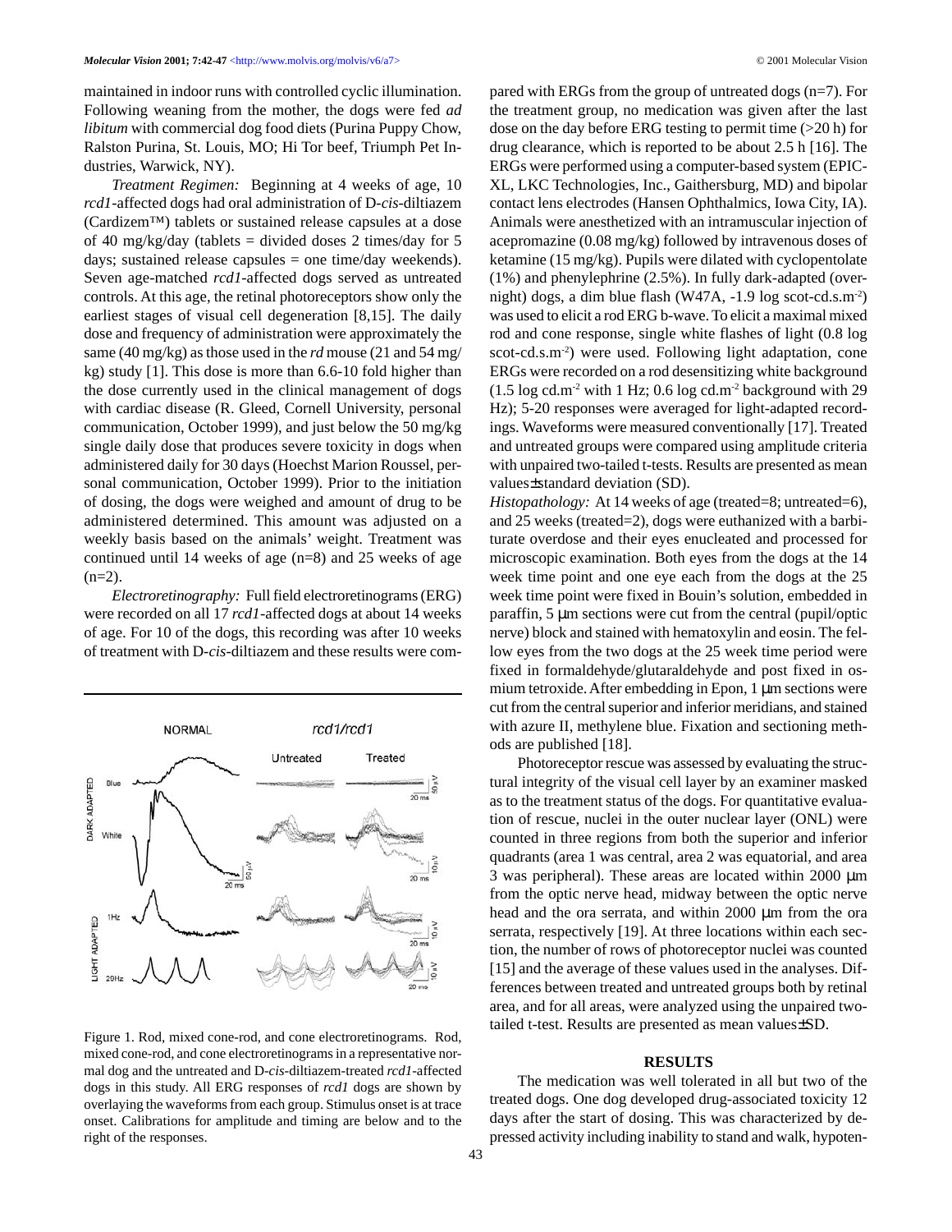maintained in indoor runs with controlled cyclic illumination. Following weaning from the mother, the dogs were fed *ad libitum* with commercial dog food diets (Purina Puppy Chow, Ralston Purina, St. Louis, MO; Hi Tor beef, Triumph Pet Industries, Warwick, NY).

*Treatment Regimen:* Beginning at 4 weeks of age, 10 *rcd1*-affected dogs had oral administration of D-*cis*-diltiazem (Cardizem™) tablets or sustained release capsules at a dose of 40 mg/kg/day (tablets = divided doses 2 times/day for 5 days; sustained release capsules = one time/day weekends). Seven age-matched *rcd1*-affected dogs served as untreated controls. At this age, the retinal photoreceptors show only the earliest stages of visual cell degeneration [8,15]. The daily dose and frequency of administration were approximately the same (40 mg/kg) as those used in the *rd* mouse (21 and 54 mg/kg) study [1]. This dose is more than 6.6-10 fold higher than the dose currently used in the clinical management of dogs with cardiac disease (R. Gleed, Cornell University, personal communication, October 1999), and just below the 50 mg/kg single daily dose that produces severe toxicity in dogs when administered daily for 30 days (Hoechst Marion Roussel, personal communication, October 1999). Prior to the initiation of dosing, the dogs were weighed and amount of drug to be administered determined. This amount was adjusted on a weekly basis based on the animals' weight. Treatment was continued until 14 weeks of age (n=8) and 25 weeks of age (n=2).

*Electroretinography:* Full field electroretinograms (ERG) were recorded on all 17 *rcd1*-affected dogs at about 14 weeks of age. For 10 of the dogs, this recording was after 10 weeks of treatment with D-*cis*-diltiazem and these results were compared with ERGs from the group of untreated dogs (n=7). For the treatment group, no medication was given after the last dose on the day before ERG testing to permit time (>20 h) for drug clearance, which is reported to be about 2.5 h [16]. The ERGs were performed using a computer-based system (EPIC-XL, LKC Technologies, Inc., Gaithersburg, MD) and bipolar contact lens electrodes (Hansen Ophthalmics, Iowa City, IA). Animals were anesthetized with an intramuscular injection of acepromazine (0.08 mg/kg) followed by intravenous doses of ketamine (15 mg/kg). Pupils were dilated with cyclopentolate (1%) and phenylephrine (2.5%). In fully dark-adapted (overnight) dogs, a dim blue flash (W47A, -1.9 log scot-cd.s.m$^{-2}$) was used to elicit a rod ERG b-wave. To elicit a maximal mixed rod and cone response, single white flashes of light (0.8 log scot-cd.s.m$^{-2}$) were used. Following light adaptation, cone ERGs were recorded on a rod desensitizing white background (1.5 log cd.m$^{-2}$ with 1 Hz; 0.6 log cd.m$^{-2}$ background with 29 Hz); 5-20 responses were averaged for light-adapted recordings. Waveforms were measured conventionally [17]. Treated and untreated groups were compared using amplitude criteria with unpaired two-tailed t-tests. Results are presented as mean values±standard deviation (SD).

Figure 1. Rod, mixed cone-rod, and cone electroretinograms. Rod, mixed cone-rod, and cone electroretinograms in a representative normal dog and the untreated and D-*cis*-diltiazem-treated *rcd1*-affected dogs in this study. All ERG responses of *rcd1* dogs are shown by overlaying the waveforms from each group. Stimulus onset is at trace onset. Calibrations for amplitude and timing are below and to the right of the responses.

*Histopathology:* At 14 weeks of age (treated=8; untreated=6), and 25 weeks (treated=2), dogs were euthanized with a barbiturate overdose and their eyes enucleated and processed for microscopic examination. Both eyes from the dogs at the 14 week time point and one eye each from the dogs at the 25 week time point were fixed in Bouin's solution, embedded in paraffin, 5 μm sections were cut from the central (pupil/optic nerve) block and stained with hematoxylin and eosin. The fellow eyes from the two dogs at the 25 week time period were fixed in formaldehyde/glutaraldehyde and post fixed in osmium tetroxide. After embedding in Epon, 1 μm sections were cut from the central superior and inferior meridians, and stained with azure II, methylene blue. Fixation and sectioning methods are published [18].

Photoreceptor rescue was assessed by evaluating the structural integrity of the visual cell layer by an examiner masked as to the treatment status of the dogs. For quantitative evaluation of rescue, nuclei in the outer nuclear layer (ONL) were counted in three regions from both the superior and inferior quadrants (area 1 was central, area 2 was equatorial, and area 3 was peripheral). These areas are located within 2000 μm from the optic nerve head, midway between the optic nerve head and the ora serrata, and within 2000 μm from the ora serrata, respectively [19]. At three locations within each section, the number of rows of photoreceptor nuclei was counted [15] and the average of these values used in the analyses. Differences between treated and untreated groups both by retinal area, and for all areas, were analyzed using the unpaired two-tailed t-test. Results are presented as mean values±SD.

## RESULTS

The medication was well tolerated in all but two of the treated dogs. One dog developed drug-associated toxicity 12 days after the start of dosing. This was characterized by depressed activity including inability to stand and walk, hypoten-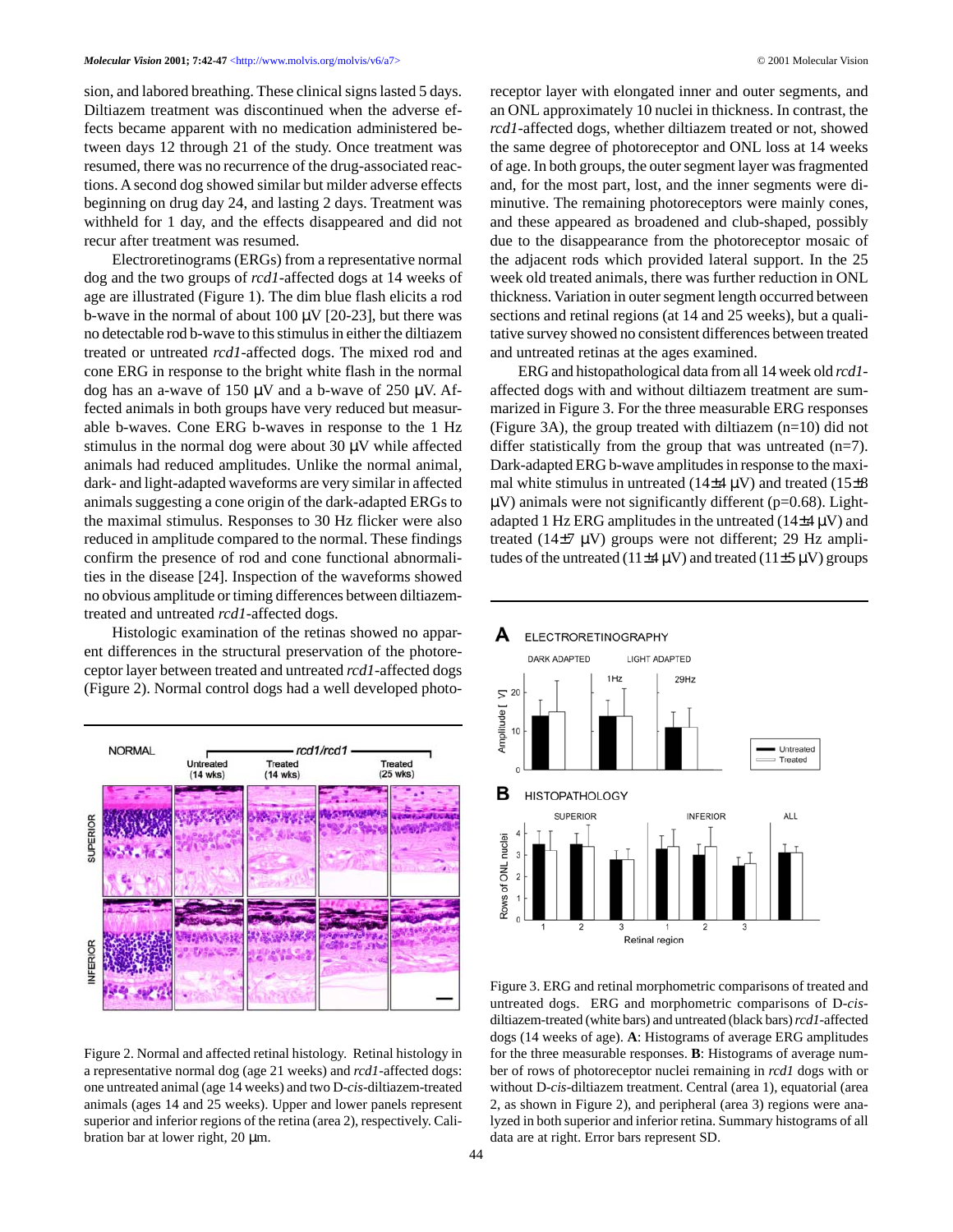sion, and labored breathing. These clinical signs lasted 5 days. Diltiazem treatment was discontinued when the adverse effects became apparent with no medication administered between days 12 through 21 of the study. Once treatment was resumed, there was no recurrence of the drug-associated reactions. A second dog showed similar but milder adverse effects beginning on drug day 24, and lasting 2 days. Treatment was withheld for 1 day, and the effects disappeared and did not recur after treatment was resumed.

Electroretinograms (ERGs) from a representative normal dog and the two groups of *rcd1*-affected dogs at 14 weeks of age are illustrated (Figure 1). The dim blue flash elicits a rod b-wave in the normal of about 100 µV [20-23], but there was no detectable rod b-wave to this stimulus in either the diltiazem treated or untreated *rcd1*-affected dogs. The mixed rod and cone ERG in response to the bright white flash in the normal dog has an a-wave of 150 µV and a b-wave of 250 µV. Affected animals in both groups have very reduced but measurable b-waves. Cone ERG b-waves in response to the 1 Hz stimulus in the normal dog were about 30 µV while affected animals had reduced amplitudes. Unlike the normal animal, dark- and light-adapted waveforms are very similar in affected animals suggesting a cone origin of the dark-adapted ERGs to the maximal stimulus. Responses to 30 Hz flicker were also reduced in amplitude compared to the normal. These findings confirm the presence of rod and cone functional abnormalities in the disease [24]. Inspection of the waveforms showed no obvious amplitude or timing differences between diltiazem-treated and untreated *rcd1*-affected dogs.

Histologic examination of the retinas showed no apparent differences in the structural preservation of the photoreceptor layer between treated and untreated *rcd1*-affected dogs (Figure 2). Normal control dogs had a well developed photoreceptor layer with elongated inner and outer segments, and an ONL approximately 10 nuclei in thickness. In contrast, the *rcd1*-affected dogs, whether diltiazem treated or not, showed the same degree of photoreceptor and ONL loss at 14 weeks of age. In both groups, the outer segment layer was fragmented and, for the most part, lost, and the inner segments were diminutive. The remaining photoreceptors were mainly cones, and these appeared as broadened and club-shaped, possibly due to the disappearance from the photoreceptor mosaic of the adjacent rods which provided lateral support. In the 25 week old treated animals, there was further reduction in ONL thickness. Variation in outer segment length occurred between sections and retinal regions (at 14 and 25 weeks), but a qualitative survey showed no consistent differences between treated and untreated retinas at the ages examined.

ERG and histopathological data from all 14 week old *rcd1*-affected dogs with and without diltiazem treatment are summarized in Figure 3. For the three measurable ERG responses (Figure 3A), the group treated with diltiazem (n=10) did not differ statistically from the group that was untreated (n=7). Dark-adapted ERG b-wave amplitudes in response to the maximal white stimulus in untreated (14±4 µV) and treated (15±8 µV) animals were not significantly different (p=0.68). Light-adapted 1 Hz ERG amplitudes in the untreated (14±4 µV) and treated (14±7 µV) groups were not different; 29 Hz amplitudes of the untreated (11±4 µV) and treated (11±5 µV) groups

Figure 2. Normal and affected retinal histology. Retinal histology in a representative normal dog (age 21 weeks) and *rcd1*-affected dogs: one untreated animal (age 14 weeks) and two D-*cis*-diltiazem-treated animals (ages 14 and 25 weeks). Upper and lower panels represent superior and inferior regions of the retina (area 2), respectively. Calibration bar at lower right, 20 µm.

Figure 3. ERG and retinal morphometric comparisons of treated and untreated dogs. ERG and morphometric comparisons of D-*cis*-diltiazem-treated (white bars) and untreated (black bars) *rcd1*-affected dogs (14 weeks of age). **A**: Histograms of average ERG amplitudes for the three measurable responses. **B**: Histograms of average number of rows of photoreceptor nuclei remaining in *rcd1* dogs with or without D-*cis*-diltiazem treatment. Central (area 1), equatorial (area 2, as shown in Figure 2), and peripheral (area 3) regions were analyzed in both superior and inferior retina. Summary histograms of all data are at right. Error bars represent SD.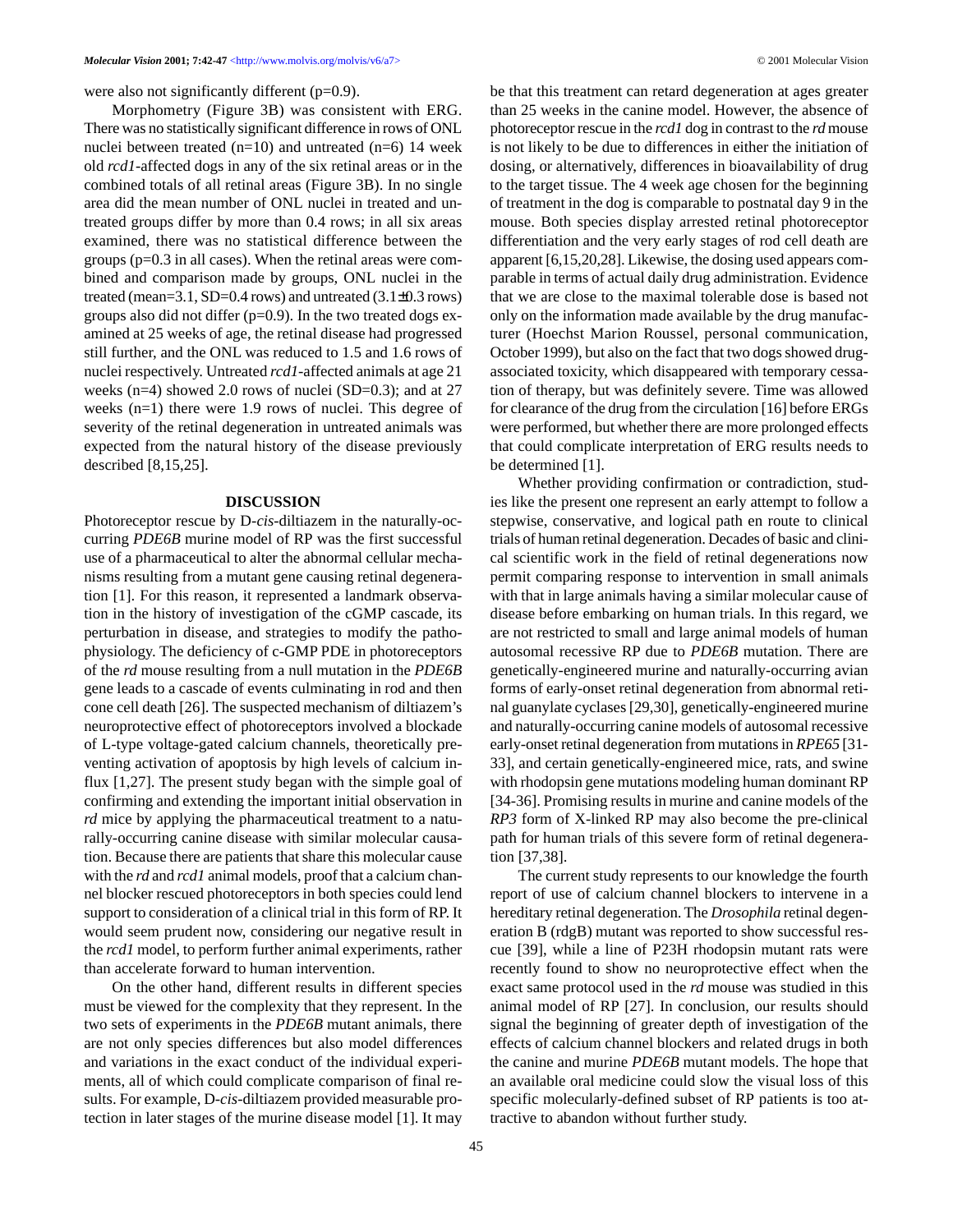were also not significantly different (p=0.9).

Morphometry (Figure 3B) was consistent with ERG. There was no statistically significant difference in rows of ONL nuclei between treated (n=10) and untreated (n=6) 14 week old *rcd1*-affected dogs in any of the six retinal areas or in the combined totals of all retinal areas (Figure 3B). In no single area did the mean number of ONL nuclei in treated and untreated groups differ by more than 0.4 rows; in all six areas examined, there was no statistical difference between the groups (p=0.3 in all cases). When the retinal areas were combined and comparison made by groups, ONL nuclei in the treated (mean=3.1, SD=0.4 rows) and untreated (3.1±0.3 rows) groups also did not differ (p=0.9). In the two treated dogs examined at 25 weeks of age, the retinal disease had progressed still further, and the ONL was reduced to 1.5 and 1.6 rows of nuclei respectively. Untreated *rcd1*-affected animals at age 21 weeks (n=4) showed 2.0 rows of nuclei (SD=0.3); and at 27 weeks (n=1) there were 1.9 rows of nuclei. This degree of severity of the retinal degeneration in untreated animals was expected from the natural history of the disease previously described [8,15,25].

## DISCUSSION

Photoreceptor rescue by D-*cis*-diltiazem in the naturally-occurring *PDE6B* murine model of RP was the first successful use of a pharmaceutical to alter the abnormal cellular mechanisms resulting from a mutant gene causing retinal degeneration [1]. For this reason, it represented a landmark observation in the history of investigation of the cGMP cascade, its perturbation in disease, and strategies to modify the pathophysiology. The deficiency of c-GMP PDE in photoreceptors of the *rd* mouse resulting from a null mutation in the *PDE6B* gene leads to a cascade of events culminating in rod and then cone cell death [26]. The suspected mechanism of diltiazem's neuroprotective effect of photoreceptors involved a blockade of L-type voltage-gated calcium channels, theoretically preventing activation of apoptosis by high levels of calcium influx [1,27]. The present study began with the simple goal of confirming and extending the important initial observation in *rd* mice by applying the pharmaceutical treatment to a naturally-occurring canine disease with similar molecular causation. Because there are patients that share this molecular cause with the *rd* and *rcd1* animal models, proof that a calcium channel blocker rescued photoreceptors in both species could lend support to consideration of a clinical trial in this form of RP. It would seem prudent now, considering our negative result in the *rcd1* model, to perform further animal experiments, rather than accelerate forward to human intervention.

On the other hand, different results in different species must be viewed for the complexity that they represent. In the two sets of experiments in the *PDE6B* mutant animals, there are not only species differences but also model differences and variations in the exact conduct of the individual experiments, all of which could complicate comparison of final results. For example, D-*cis*-diltiazem provided measurable protection in later stages of the murine disease model [1]. It may be that this treatment can retard degeneration at ages greater than 25 weeks in the canine model. However, the absence of photoreceptor rescue in the *rcd1* dog in contrast to the *rd* mouse is not likely to be due to differences in either the initiation of dosing, or alternatively, differences in bioavailability of drug to the target tissue. The 4 week age chosen for the beginning of treatment in the dog is comparable to postnatal day 9 in the mouse. Both species display arrested retinal photoreceptor differentiation and the very early stages of rod cell death are apparent [6,15,20,28]. Likewise, the dosing used appears comparable in terms of actual daily drug administration. Evidence that we are close to the maximal tolerable dose is based not only on the information made available by the drug manufacturer (Hoechst Marion Roussel, personal communication, October 1999), but also on the fact that two dogs showed drug-associated toxicity, which disappeared with temporary cessation of therapy, but was definitely severe. Time was allowed for clearance of the drug from the circulation [16] before ERGs were performed, but whether there are more prolonged effects that could complicate interpretation of ERG results needs to be determined [1].

Whether providing confirmation or contradiction, studies like the present one represent an early attempt to follow a stepwise, conservative, and logical path en route to clinical trials of human retinal degeneration. Decades of basic and clinical scientific work in the field of retinal degenerations now permit comparing response to intervention in small animals with that in large animals having a similar molecular cause of disease before embarking on human trials. In this regard, we are not restricted to small and large animal models of human autosomal recessive RP due to *PDE6B* mutation. There are genetically-engineered murine and naturally-occurring avian forms of early-onset retinal degeneration from abnormal retinal guanylate cyclases [29,30], genetically-engineered murine and naturally-occurring canine models of autosomal recessive early-onset retinal degeneration from mutations in *RPE65* [31-33], and certain genetically-engineered mice, rats, and swine with rhodopsin gene mutations modeling human dominant RP [34-36]. Promising results in murine and canine models of the *RP3* form of X-linked RP may also become the pre-clinical path for human trials of this severe form of retinal degeneration [37,38].

The current study represents to our knowledge the fourth report of use of calcium channel blockers to intervene in a hereditary retinal degeneration. The *Drosophila* retinal degeneration B (rdgB) mutant was reported to show successful rescue [39], while a line of P23H rhodopsin mutant rats were recently found to show no neuroprotective effect when the exact same protocol used in the *rd* mouse was studied in this animal model of RP [27]. In conclusion, our results should signal the beginning of greater depth of investigation of the effects of calcium channel blockers and related drugs in both the canine and murine *PDE6B* mutant models. The hope that an available oral medicine could slow the visual loss of this specific molecularly-defined subset of RP patients is too attractive to abandon without further study.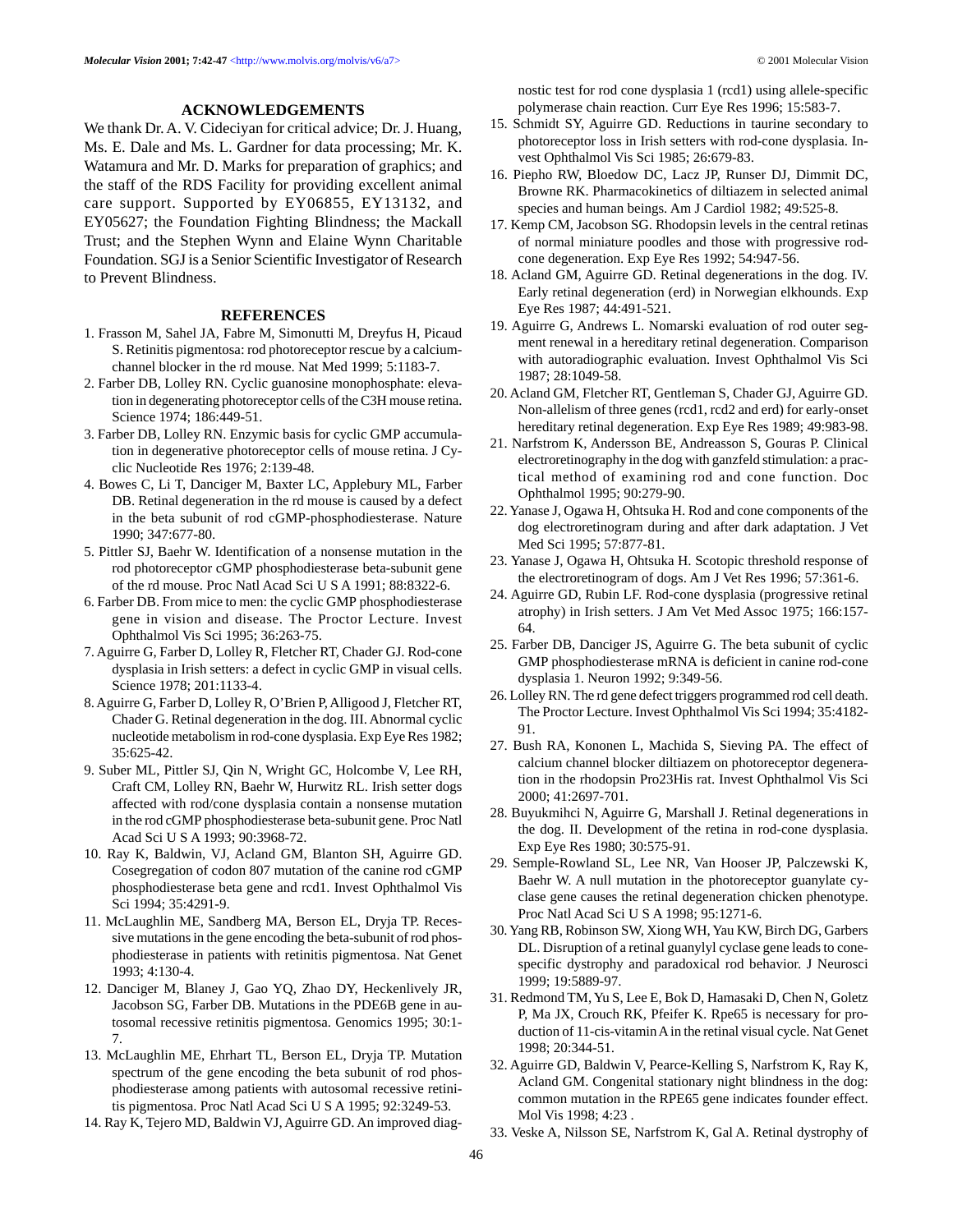## ACKNOWLEDGEMENTS

We thank Dr. A. V. Cideciyan for critical advice; Dr. J. Huang, Ms. E. Dale and Ms. L. Gardner for data processing; Mr. K. Watamura and Mr. D. Marks for preparation of graphics; and the staff of the RDS Facility for providing excellent animal care support. Supported by EY06855, EY13132, and EY05627; the Foundation Fighting Blindness; the Mackall Trust; and the Stephen Wynn and Elaine Wynn Charitable Foundation. SGJ is a Senior Scientific Investigator of Research to Prevent Blindness.

## REFERENCES

1. Frasson M, Sahel JA, Fabre M, Simonutti M, Dreyfus H, Picaud S. Retinitis pigmentosa: rod photoreceptor rescue by a calcium-channel blocker in the rd mouse. Nat Med 1999; 5:1183-7.
2. Farber DB, Lolley RN. Cyclic guanosine monophosphate: elevation in degenerating photoreceptor cells of the C3H mouse retina. Science 1974; 186:449-51.
3. Farber DB, Lolley RN. Enzymic basis for cyclic GMP accumulation in degenerative photoreceptor cells of mouse retina. J Cyclic Nucleotide Res 1976; 2:139-48.
4. Bowes C, Li T, Danciger M, Baxter LC, Applebury ML, Farber DB. Retinal degeneration in the rd mouse is caused by a defect in the beta subunit of rod cGMP-phosphodiesterase. Nature 1990; 347:677-80.
5. Pittler SJ, Baehr W. Identification of a nonsense mutation in the rod photoreceptor cGMP phosphodiesterase beta-subunit gene of the rd mouse. Proc Natl Acad Sci U S A 1991; 88:8322-6.
6. Farber DB. From mice to men: the cyclic GMP phosphodiesterase gene in vision and disease. The Proctor Lecture. Invest Ophthalmol Vis Sci 1995; 36:263-75.
7. Aguirre G, Farber D, Lolley R, Fletcher RT, Chader GJ. Rod-cone dysplasia in Irish setters: a defect in cyclic GMP in visual cells. Science 1978; 201:1133-4.
8. Aguirre G, Farber D, Lolley R, O'Brien P, Alligood J, Fletcher RT, Chader G. Retinal degeneration in the dog. III. Abnormal cyclic nucleotide metabolism in rod-cone dysplasia. Exp Eye Res 1982; 35:625-42.
9. Suber ML, Pittler SJ, Qin N, Wright GC, Holcombe V, Lee RH, Craft CM, Lolley RN, Baehr W, Hurwitz RL. Irish setter dogs affected with rod/cone dysplasia contain a nonsense mutation in the rod cGMP phosphodiesterase beta-subunit gene. Proc Natl Acad Sci U S A 1993; 90:3968-72.
10. Ray K, Baldwin, VJ, Acland GM, Blanton SH, Aguirre GD. Cosegregation of codon 807 mutation of the canine rod cGMP phosphodiesterase beta gene and rcd1. Invest Ophthalmol Vis Sci 1994; 35:4291-9.
11. McLaughlin ME, Sandberg MA, Berson EL, Dryja TP. Recessive mutations in the gene encoding the beta-subunit of rod phosphodiesterase in patients with retinitis pigmentosa. Nat Genet 1993; 4:130-4.
12. Danciger M, Blaney J, Gao YQ, Zhao DY, Heckenlively JR, Jacobson SG, Farber DB. Mutations in the PDE6B gene in autosomal recessive retinitis pigmentosa. Genomics 1995; 30:1-7.
13. McLaughlin ME, Ehrhart TL, Berson EL, Dryja TP. Mutation spectrum of the gene encoding the beta subunit of rod phosphodiesterase among patients with autosomal recessive retinitis pigmentosa. Proc Natl Acad Sci U S A 1995; 92:3249-53.
14. Ray K, Tejero MD, Baldwin VJ, Aguirre GD. An improved diagnostic test for rod cone dysplasia 1 (rcd1) using allele-specific polymerase chain reaction. Curr Eye Res 1996; 15:583-7.
15. Schmidt SY, Aguirre GD. Reductions in taurine secondary to photoreceptor loss in Irish setters with rod-cone dysplasia. Invest Ophthalmol Vis Sci 1985; 26:679-83.
16. Piepho RW, Bloedow DC, Lacz JP, Runser DJ, Dimmit DC, Browne RK. Pharmacokinetics of diltiazem in selected animal species and human beings. Am J Cardiol 1982; 49:525-8.
17. Kemp CM, Jacobson SG. Rhodopsin levels in the central retinas of normal miniature poodles and those with progressive rod-cone degeneration. Exp Eye Res 1992; 54:947-56.
18. Acland GM, Aguirre GD. Retinal degenerations in the dog. IV. Early retinal degeneration (erd) in Norwegian elkhounds. Exp Eye Res 1987; 44:491-521.
19. Aguirre G, Andrews L. Nomarski evaluation of rod outer segment renewal in a hereditary retinal degeneration. Comparison with autoradiographic evaluation. Invest Ophthalmol Vis Sci 1987; 28:1049-58.
20. Acland GM, Fletcher RT, Gentleman S, Chader GJ, Aguirre GD. Non-allelism of three genes (rcd1, rcd2 and erd) for early-onset hereditary retinal degeneration. Exp Eye Res 1989; 49:983-98.
21. Narfstrom K, Andersson BE, Andreasson S, Gouras P. Clinical electroretinography in the dog with ganzfeld stimulation: a practical method of examining rod and cone function. Doc Ophthalmol 1995; 90:279-90.
22. Yanase J, Ogawa H, Ohtsuka H. Rod and cone components of the dog electroretinogram during and after dark adaptation. J Vet Med Sci 1995; 57:877-81.
23. Yanase J, Ogawa H, Ohtsuka H. Scotopic threshold response of the electroretinogram of dogs. Am J Vet Res 1996; 57:361-6.
24. Aguirre GD, Rubin LF. Rod-cone dysplasia (progressive retinal atrophy) in Irish setters. J Am Vet Med Assoc 1975; 166:157-64.
25. Farber DB, Danciger JS, Aguirre G. The beta subunit of cyclic GMP phosphodiesterase mRNA is deficient in canine rod-cone dysplasia 1. Neuron 1992; 9:349-56.
26. Lolley RN. The rd gene defect triggers programmed rod cell death. The Proctor Lecture. Invest Ophthalmol Vis Sci 1994; 35:4182-91.
27. Bush RA, Kononen L, Machida S, Sieving PA. The effect of calcium channel blocker diltiazem on photoreceptor degeneration in the rhodopsin Pro23His rat. Invest Ophthalmol Vis Sci 2000; 41:2697-701.
28. Buyukmihci N, Aguirre G, Marshall J. Retinal degenerations in the dog. II. Development of the retina in rod-cone dysplasia. Exp Eye Res 1980; 30:575-91.
29. Semple-Rowland SL, Lee NR, Van Hooser JP, Palczewski K, Baehr W. A null mutation in the photoreceptor guanylate cyclase gene causes the retinal degeneration chicken phenotype. Proc Natl Acad Sci U S A 1998; 95:1271-6.
30. Yang RB, Robinson SW, Xiong WH, Yau KW, Birch DG, Garbers DL. Disruption of a retinal guanylyl cyclase gene leads to cone-specific dystrophy and paradoxical rod behavior. J Neurosci 1999; 19:5889-97.
31. Redmond TM, Yu S, Lee E, Bok D, Hamasaki D, Chen N, Goletz P, Ma JX, Crouch RK, Pfeifer K. Rpe65 is necessary for production of 11-cis-vitamin A in the retinal visual cycle. Nat Genet 1998; 20:344-51.
32. Aguirre GD, Baldwin V, Pearce-Kelling S, Narfstrom K, Ray K, Acland GM. Congenital stationary night blindness in the dog: common mutation in the RPE65 gene indicates founder effect. Mol Vis 1998; 4:23 .
33. Veske A, Nilsson SE, Narfstrom K, Gal A. Retinal dystrophy of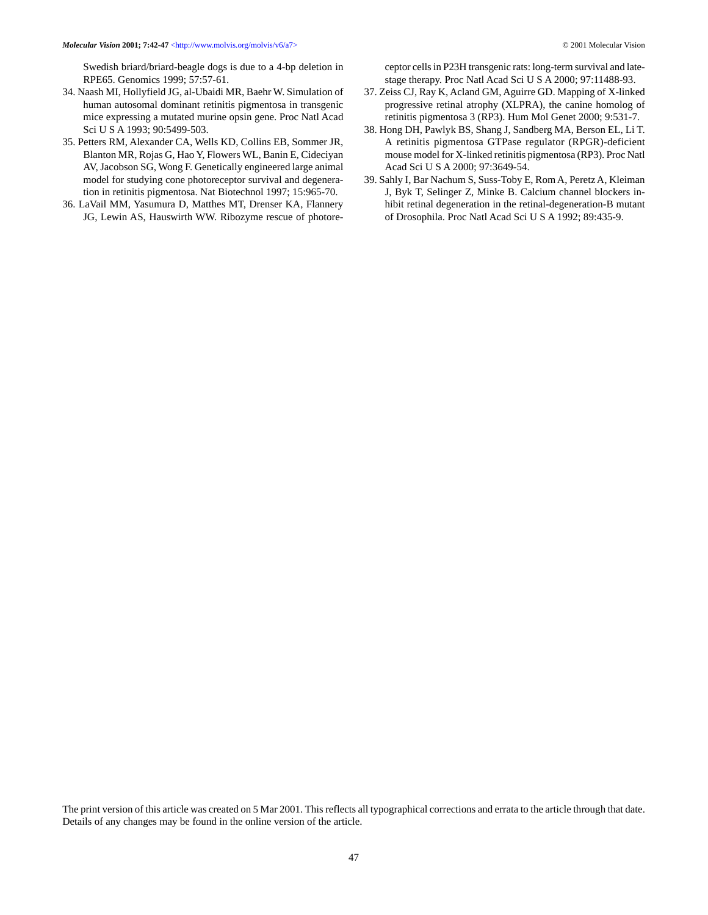Swedish briard/briard-beagle dogs is due to a 4-bp deletion in RPE65. Genomics 1999; 57:57-61.

34. Naash MI, Hollyfield JG, al-Ubaidi MR, Baehr W. Simulation of human autosomal dominant retinitis pigmentosa in transgenic mice expressing a mutated murine opsin gene. Proc Natl Acad Sci U S A 1993; 90:5499-503.
35. Petters RM, Alexander CA, Wells KD, Collins EB, Sommer JR, Blanton MR, Rojas G, Hao Y, Flowers WL, Banin E, Cideciyan AV, Jacobson SG, Wong F. Genetically engineered large animal model for studying cone photoreceptor survival and degeneration in retinitis pigmentosa. Nat Biotechnol 1997; 15:965-70.
36. LaVail MM, Yasumura D, Matthes MT, Drenser KA, Flannery JG, Lewin AS, Hauswirth WW. Ribozyme rescue of photoreceptor cells in P23H transgenic rats: long-term survival and late-stage therapy. Proc Natl Acad Sci U S A 2000; 97:11488-93.
37. Zeiss CJ, Ray K, Acland GM, Aguirre GD. Mapping of X-linked progressive retinal atrophy (XLPRA), the canine homolog of retinitis pigmentosa 3 (RP3). Hum Mol Genet 2000; 9:531-7.
38. Hong DH, Pawlyk BS, Shang J, Sandberg MA, Berson EL, Li T. A retinitis pigmentosa GTPase regulator (RPGR)-deficient mouse model for X-linked retinitis pigmentosa (RP3). Proc Natl Acad Sci U S A 2000; 97:3649-54.
39. Sahly I, Bar Nachum S, Suss-Toby E, Rom A, Peretz A, Kleiman J, Byk T, Selinger Z, Minke B. Calcium channel blockers inhibit retinal degeneration in the retinal-degeneration-B mutant of Drosophila. Proc Natl Acad Sci U S A 1992; 89:435-9.

The print version of this article was created on 5 Mar 2001. This reflects all typographical corrections and errata to the article through that date. Details of any changes may be found in the online version of the article.